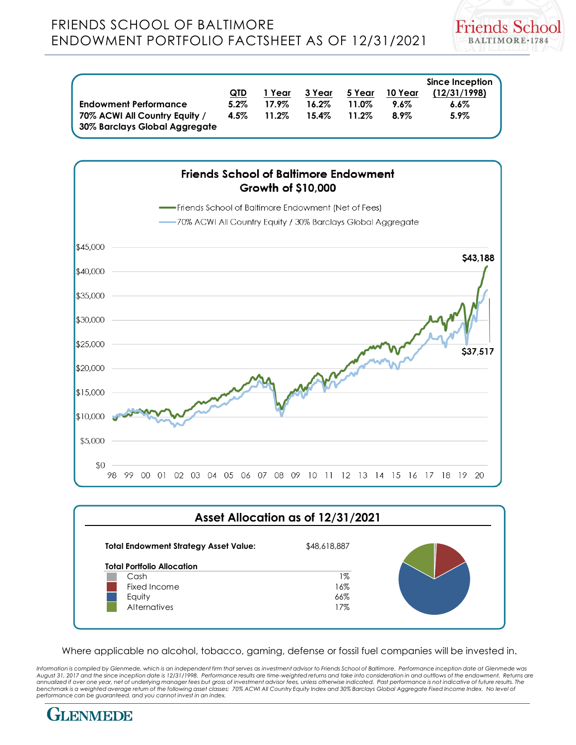# FRIENDS SCHOOL OF BALTIMORE
# ENDOWMENT PORTFOLIO FACTSHEET AS OF 12/31/2021

| | QTD | 1 Year | 3 Year | 5 Year | 10 Year | Since Inception (12/31/1998) |
|---|---|---|---|---|---|---|
| **Endowment Performance** | 5.2% | 17.9% | 16.2% | 11.0% | 9.6% | 6.6% |
| **70% ACWI All Country Equity / 30% Barclays Global Aggregate** | 4.5% | 11.2% | 15.4% | 11.2% | 8.9% | 5.9% |

## Friends School of Baltimore Endowment Growth of $10,000

Friends School of Baltimore Endowment (Net of Fees)

70% ACWI All Country Equity / 30% Barclays Global Aggregate

$43,188

$37,517

## Asset Allocation as of 12/31/2021

| **Total Endowment Strategy Asset Value:** | $48,618,887 |
|---|---|
| **Total Portfolio Allocation** | |
| Cash | 1% |
| Fixed Income | 16% |
| Equity | 66% |
| Alternatives | 17% |

Where applicable no alcohol, tobacco, gaming, defense or fossil fuel companies will be invested in.

*Information is compiled by Glenmede, which is an independent firm that serves as investment advisor to Friends School of Baltimore. Performance inception date at Glenmede was August 31, 2017 and the since inception date is 12/31/1998. Performance results are time-weighted returns and take into consideration in and outflows of the endowment. Returns are annualized if over one year, net of underlying manager fees but gross of investment advisor fees, unless otherwise indicated. Past performance is not indicative of future results. The benchmark is a weighted average return of the following asset classes: 70% ACWI All Country Equity Index and 30% Barclays Global Aggregate Fixed Income Index. No level of performance can be guaranteed, and you cannot invest in an index.*

GLENMEDE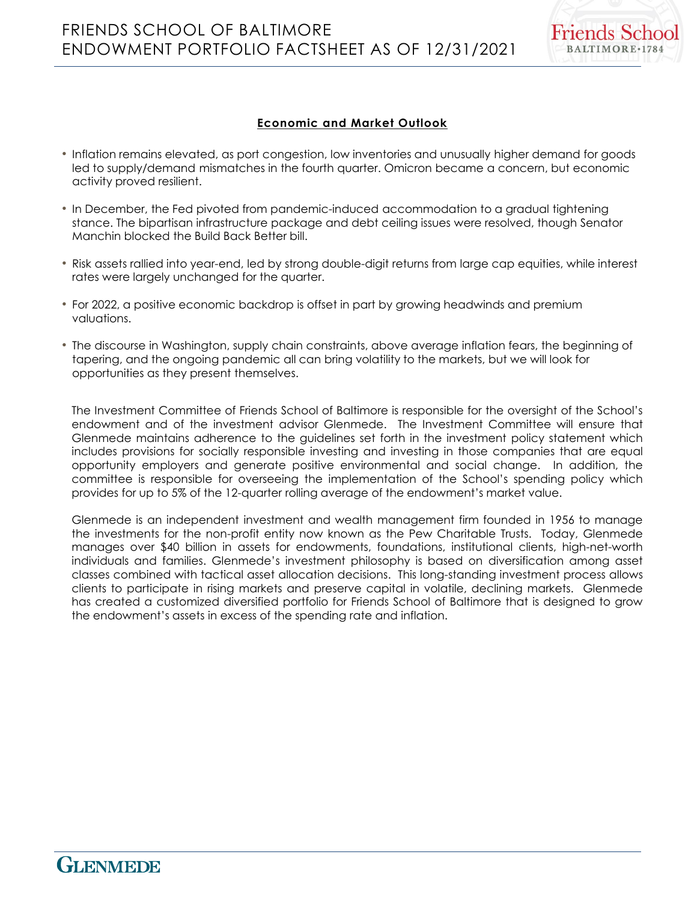## Economic and Market Outlook

- Inflation remains elevated, as port congestion, low inventories and unusually higher demand for goods led to supply/demand mismatches in the fourth quarter. Omicron became a concern, but economic activity proved resilient.
- In December, the Fed pivoted from pandemic-induced accommodation to a gradual tightening stance. The bipartisan infrastructure package and debt ceiling issues were resolved, though Senator Manchin blocked the Build Back Better bill.
- Risk assets rallied into year-end, led by strong double-digit returns from large cap equities, while interest rates were largely unchanged for the quarter.
- For 2022, a positive economic backdrop is offset in part by growing headwinds and premium valuations.
- The discourse in Washington, supply chain constraints, above average inflation fears, the beginning of tapering, and the ongoing pandemic all can bring volatility to the markets, but we will look for opportunities as they present themselves.

The Investment Committee of Friends School of Baltimore is responsible for the oversight of the School's endowment and of the investment advisor Glenmede. The Investment Committee will ensure that Glenmede maintains adherence to the guidelines set forth in the investment policy statement which includes provisions for socially responsible investing and investing in those companies that are equal opportunity employers and generate positive environmental and social change. In addition, the committee is responsible for overseeing the implementation of the School's spending policy which provides for up to 5% of the 12-quarter rolling average of the endowment's market value.

Glenmede is an independent investment and wealth management firm founded in 1956 to manage the investments for the non-profit entity now known as the Pew Charitable Trusts. Today, Glenmede manages over $40 billion in assets for endowments, foundations, institutional clients, high-net-worth individuals and families. Glenmede's investment philosophy is based on diversification among asset classes combined with tactical asset allocation decisions. This long-standing investment process allows clients to participate in rising markets and preserve capital in volatile, declining markets. Glenmede has created a customized diversified portfolio for Friends School of Baltimore that is designed to grow the endowment's assets in excess of the spending rate and inflation.